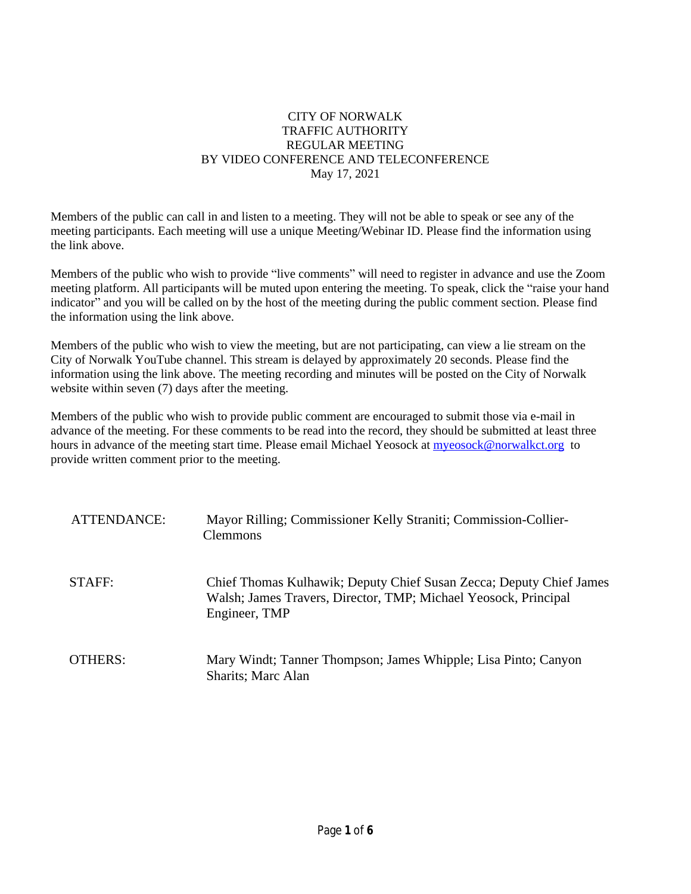# CITY OF NORWALK
## TRAFFIC AUTHORITY
## REGULAR MEETING
## BY VIDEO CONFERENCE AND TELECONFERENCE
## May 17, 2021

Members of the public can call in and listen to a meeting. They will not be able to speak or see any of the meeting participants. Each meeting will use a unique Meeting/Webinar ID. Please find the information using the link above.

Members of the public who wish to provide "live comments" will need to register in advance and use the Zoom meeting platform. All participants will be muted upon entering the meeting. To speak, click the "raise your hand indicator" and you will be called on by the host of the meeting during the public comment section. Please find the information using the link above.

Members of the public who wish to view the meeting, but are not participating, can view a lie stream on the City of Norwalk YouTube channel. This stream is delayed by approximately 20 seconds. Please find the information using the link above. The meeting recording and minutes will be posted on the City of Norwalk website within seven (7) days after the meeting.

Members of the public who wish to provide public comment are encouraged to submit those via e-mail in advance of the meeting. For these comments to be read into the record, they should be submitted at least three hours in advance of the meeting start time. Please email Michael Yeosock at myeosock@norwalkct.org to provide written comment prior to the meeting.

| | |
|---|---|
| ATTENDANCE: | Mayor Rilling; Commissioner Kelly Straniti; Commission-Collier-Clemmons |
| STAFF: | Chief Thomas Kulhawik; Deputy Chief Susan Zecca; Deputy Chief James Walsh; James Travers, Director, TMP; Michael Yeosock, Principal Engineer, TMP |
| OTHERS: | Mary Windt; Tanner Thompson; James Whipple; Lisa Pinto; Canyon Sharits; Marc Alan |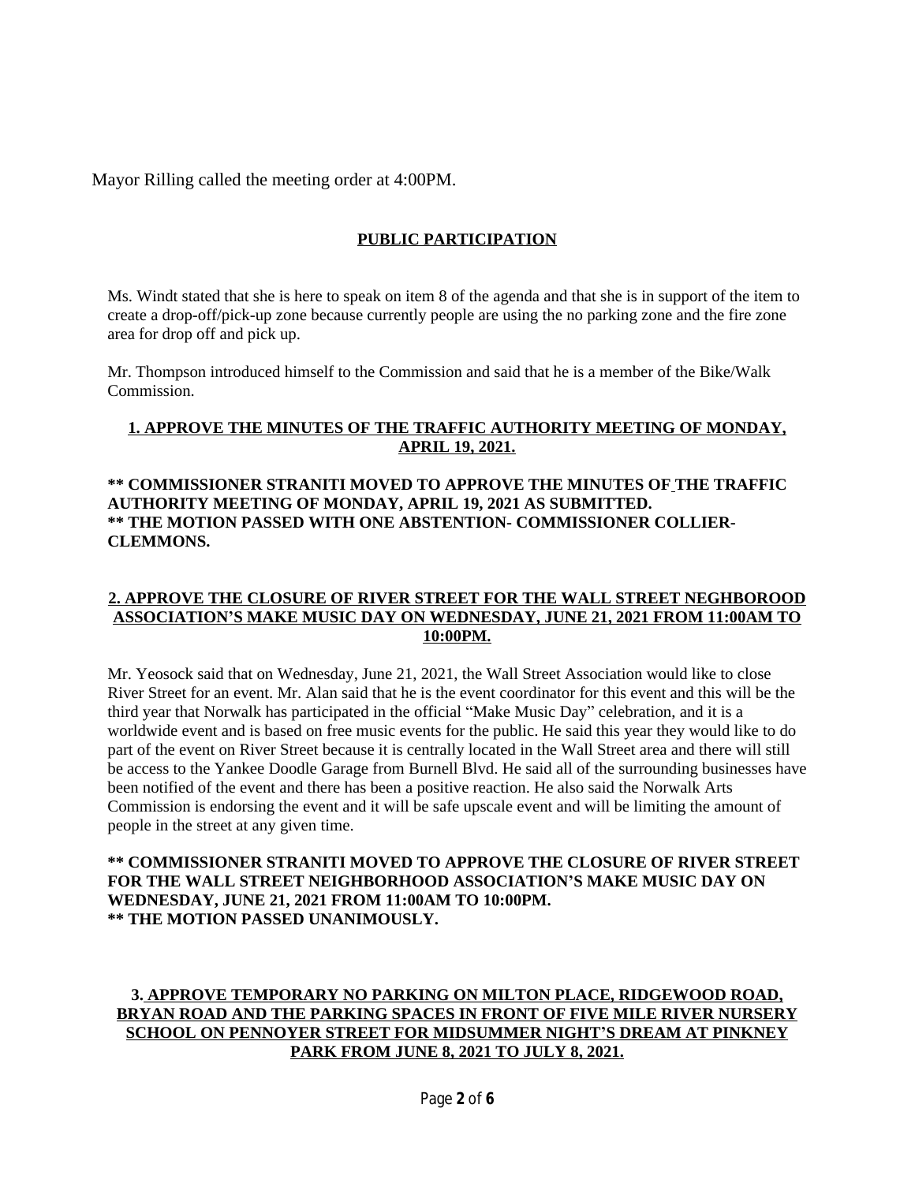Mayor Rilling called the meeting order at 4:00PM.

**PUBLIC PARTICIPATION**

Ms. Windt stated that she is here to speak on item 8 of the agenda and that she is in support of the item to create a drop-off/pick-up zone because currently people are using the no parking zone and the fire zone area for drop off and pick up.

Mr. Thompson introduced himself to the Commission and said that he is a member of the Bike/Walk Commission.

**1. APPROVE THE MINUTES OF THE TRAFFIC AUTHORITY MEETING OF MONDAY, APRIL 19, 2021.**

**** COMMISSIONER STRANITI MOVED TO APPROVE THE MINUTES OF THE TRAFFIC AUTHORITY MEETING OF MONDAY, APRIL 19, 2021 AS SUBMITTED.**
**** THE MOTION PASSED WITH ONE ABSTENTION- COMMISSIONER COLLIER-CLEMMONS.**

**2. APPROVE THE CLOSURE OF RIVER STREET FOR THE WALL STREET NEGHBOROOD ASSOCIATION'S MAKE MUSIC DAY ON WEDNESDAY, JUNE 21, 2021 FROM 11:00AM TO 10:00PM.**

Mr. Yeosock said that on Wednesday, June 21, 2021, the Wall Street Association would like to close River Street for an event. Mr. Alan said that he is the event coordinator for this event and this will be the third year that Norwalk has participated in the official "Make Music Day" celebration, and it is a worldwide event and is based on free music events for the public. He said this year they would like to do part of the event on River Street because it is centrally located in the Wall Street area and there will still be access to the Yankee Doodle Garage from Burnell Blvd. He said all of the surrounding businesses have been notified of the event and there has been a positive reaction. He also said the Norwalk Arts Commission is endorsing the event and it will be safe upscale event and will be limiting the amount of people in the street at any given time.

**** COMMISSIONER STRANITI MOVED TO APPROVE THE CLOSURE OF RIVER STREET FOR THE WALL STREET NEIGHBORHOOD ASSOCIATION'S MAKE MUSIC DAY ON WEDNESDAY, JUNE 21, 2021 FROM 11:00AM TO 10:00PM.**
**** THE MOTION PASSED UNANIMOUSLY.**

**3. APPROVE TEMPORARY NO PARKING ON MILTON PLACE, RIDGEWOOD ROAD, BRYAN ROAD AND THE PARKING SPACES IN FRONT OF FIVE MILE RIVER NURSERY SCHOOL ON PENNOYER STREET FOR MIDSUMMER NIGHT'S DREAM AT PINKNEY PARK FROM JUNE 8, 2021 TO JULY 8, 2021.**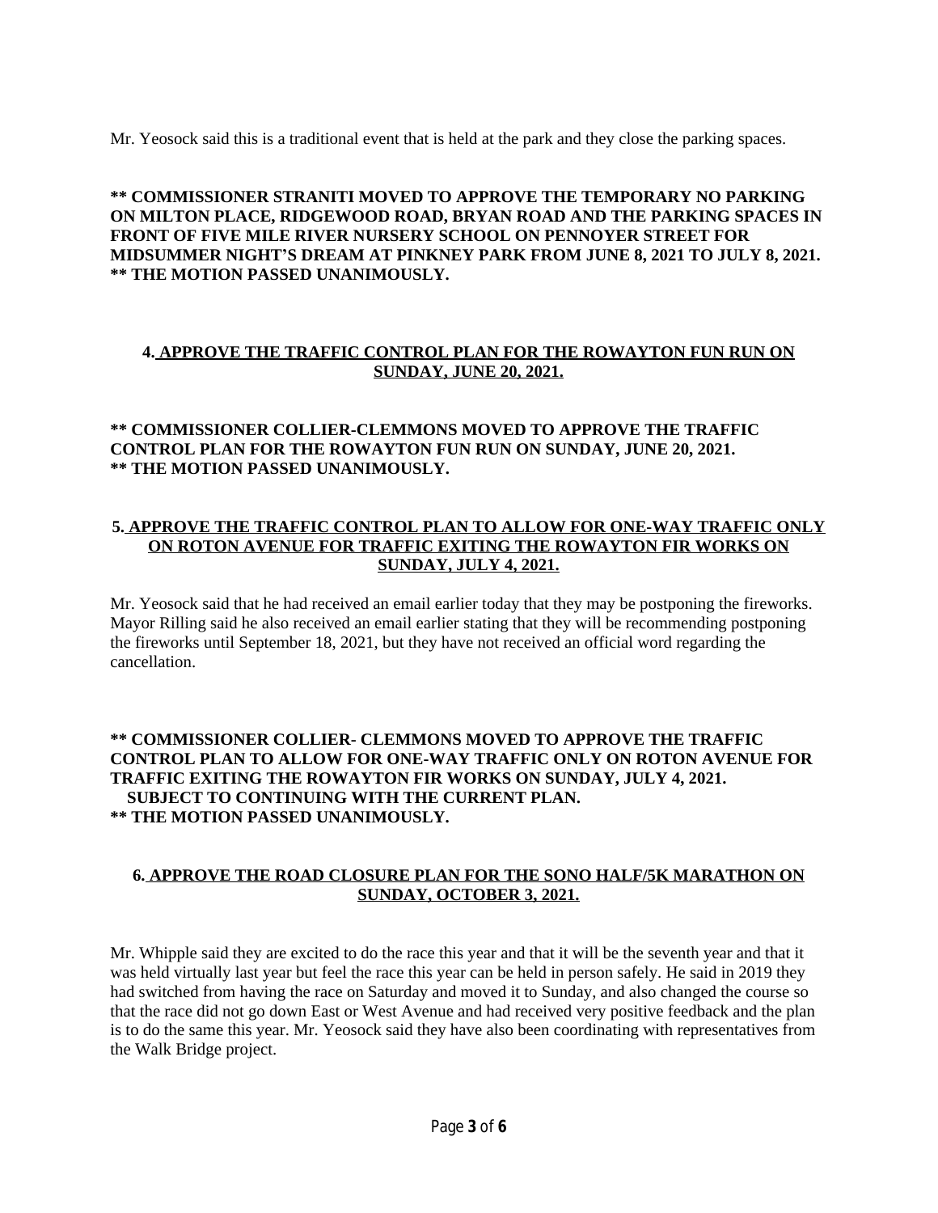Mr. Yeosock said this is a traditional event that is held at the park and they close the parking spaces.

**** COMMISSIONER STRANITI MOVED TO APPROVE THE TEMPORARY NO PARKING ON MILTON PLACE, RIDGEWOOD ROAD, BRYAN ROAD AND THE PARKING SPACES IN FRONT OF FIVE MILE RIVER NURSERY SCHOOL ON PENNOYER STREET FOR MIDSUMMER NIGHT'S DREAM AT PINKNEY PARK FROM JUNE 8, 2021 TO JULY 8, 2021.**
**** THE MOTION PASSED UNANIMOUSLY.**

**4. APPROVE THE TRAFFIC CONTROL PLAN FOR THE ROWAYTON FUN RUN ON SUNDAY, JUNE 20, 2021.**

**** COMMISSIONER COLLIER-CLEMMONS MOVED TO APPROVE THE TRAFFIC CONTROL PLAN FOR THE ROWAYTON FUN RUN ON SUNDAY, JUNE 20, 2021.**
**** THE MOTION PASSED UNANIMOUSLY.**

**5. APPROVE THE TRAFFIC CONTROL PLAN TO ALLOW FOR ONE-WAY TRAFFIC ONLY ON ROTON AVENUE FOR TRAFFIC EXITING THE ROWAYTON FIR WORKS ON SUNDAY, JULY 4, 2021.**

Mr. Yeosock said that he had received an email earlier today that they may be postponing the fireworks. Mayor Rilling said he also received an email earlier stating that they will be recommending postponing the fireworks until September 18, 2021, but they have not received an official word regarding the cancellation.

**** COMMISSIONER COLLIER- CLEMMONS MOVED TO APPROVE THE TRAFFIC CONTROL PLAN TO ALLOW FOR ONE-WAY TRAFFIC ONLY ON ROTON AVENUE FOR TRAFFIC EXITING THE ROWAYTON FIR WORKS ON SUNDAY, JULY 4, 2021. SUBJECT TO CONTINUING WITH THE CURRENT PLAN.**
**** THE MOTION PASSED UNANIMOUSLY.**

**6. APPROVE THE ROAD CLOSURE PLAN FOR THE SONO HALF/5K MARATHON ON SUNDAY, OCTOBER 3, 2021.**

Mr. Whipple said they are excited to do the race this year and that it will be the seventh year and that it was held virtually last year but feel the race this year can be held in person safely. He said in 2019 they had switched from having the race on Saturday and moved it to Sunday, and also changed the course so that the race did not go down East or West Avenue and had received very positive feedback and the plan is to do the same this year. Mr. Yeosock said they have also been coordinating with representatives from the Walk Bridge project.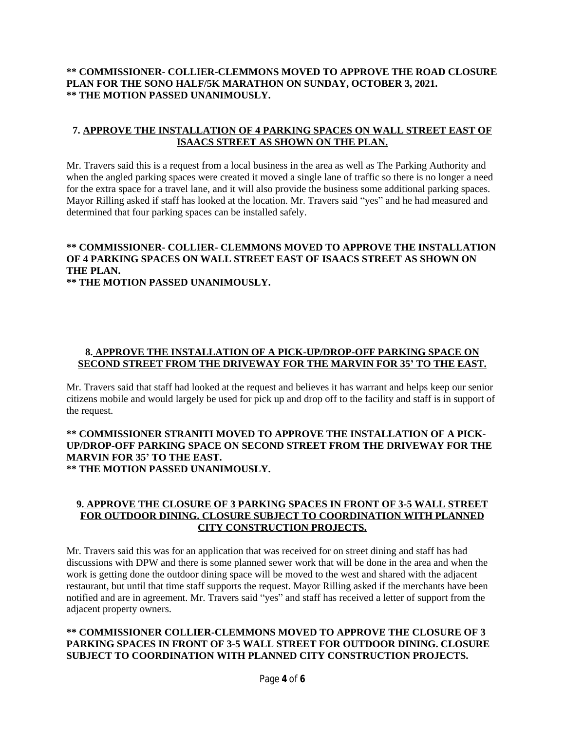**\*\* COMMISSIONER- COLLIER-CLEMMONS MOVED TO APPROVE THE ROAD CLOSURE PLAN FOR THE SONO HALF/5K MARATHON ON SUNDAY, OCTOBER 3, 2021.**
**\*\* THE MOTION PASSED UNANIMOUSLY.**

### 7. APPROVE THE INSTALLATION OF 4 PARKING SPACES ON WALL STREET EAST OF ISAACS STREET AS SHOWN ON THE PLAN.

Mr. Travers said this is a request from a local business in the area as well as The Parking Authority and when the angled parking spaces were created it moved a single lane of traffic so there is no longer a need for the extra space for a travel lane, and it will also provide the business some additional parking spaces. Mayor Rilling asked if staff has looked at the location. Mr. Travers said "yes" and he had measured and determined that four parking spaces can be installed safely.

**\*\* COMMISSIONER- COLLIER- CLEMMONS MOVED TO APPROVE THE INSTALLATION OF 4 PARKING SPACES ON WALL STREET EAST OF ISAACS STREET AS SHOWN ON THE PLAN.**
**\*\* THE MOTION PASSED UNANIMOUSLY.**

### 8. APPROVE THE INSTALLATION OF A PICK-UP/DROP-OFF PARKING SPACE ON SECOND STREET FROM THE DRIVEWAY FOR THE MARVIN FOR 35' TO THE EAST.

Mr. Travers said that staff had looked at the request and believes it has warrant and helps keep our senior citizens mobile and would largely be used for pick up and drop off to the facility and staff is in support of the request.

**\*\* COMMISSIONER STRANITI MOVED TO APPROVE THE INSTALLATION OF A PICK-UP/DROP-OFF PARKING SPACE ON SECOND STREET FROM THE DRIVEWAY FOR THE MARVIN FOR 35' TO THE EAST.**
**\*\* THE MOTION PASSED UNANIMOUSLY.**

### 9. APPROVE THE CLOSURE OF 3 PARKING SPACES IN FRONT OF 3-5 WALL STREET FOR OUTDOOR DINING. CLOSURE SUBJECT TO COORDINATION WITH PLANNED CITY CONSTRUCTION PROJECTS.

Mr. Travers said this was for an application that was received for on street dining and staff has had discussions with DPW and there is some planned sewer work that will be done in the area and when the work is getting done the outdoor dining space will be moved to the west and shared with the adjacent restaurant, but until that time staff supports the request. Mayor Rilling asked if the merchants have been notified and are in agreement. Mr. Travers said "yes" and staff has received a letter of support from the adjacent property owners.

**\*\* COMMISSIONER COLLIER-CLEMMONS MOVED TO APPROVE THE CLOSURE OF 3 PARKING SPACES IN FRONT OF 3-5 WALL STREET FOR OUTDOOR DINING. CLOSURE SUBJECT TO COORDINATION WITH PLANNED CITY CONSTRUCTION PROJECTS.**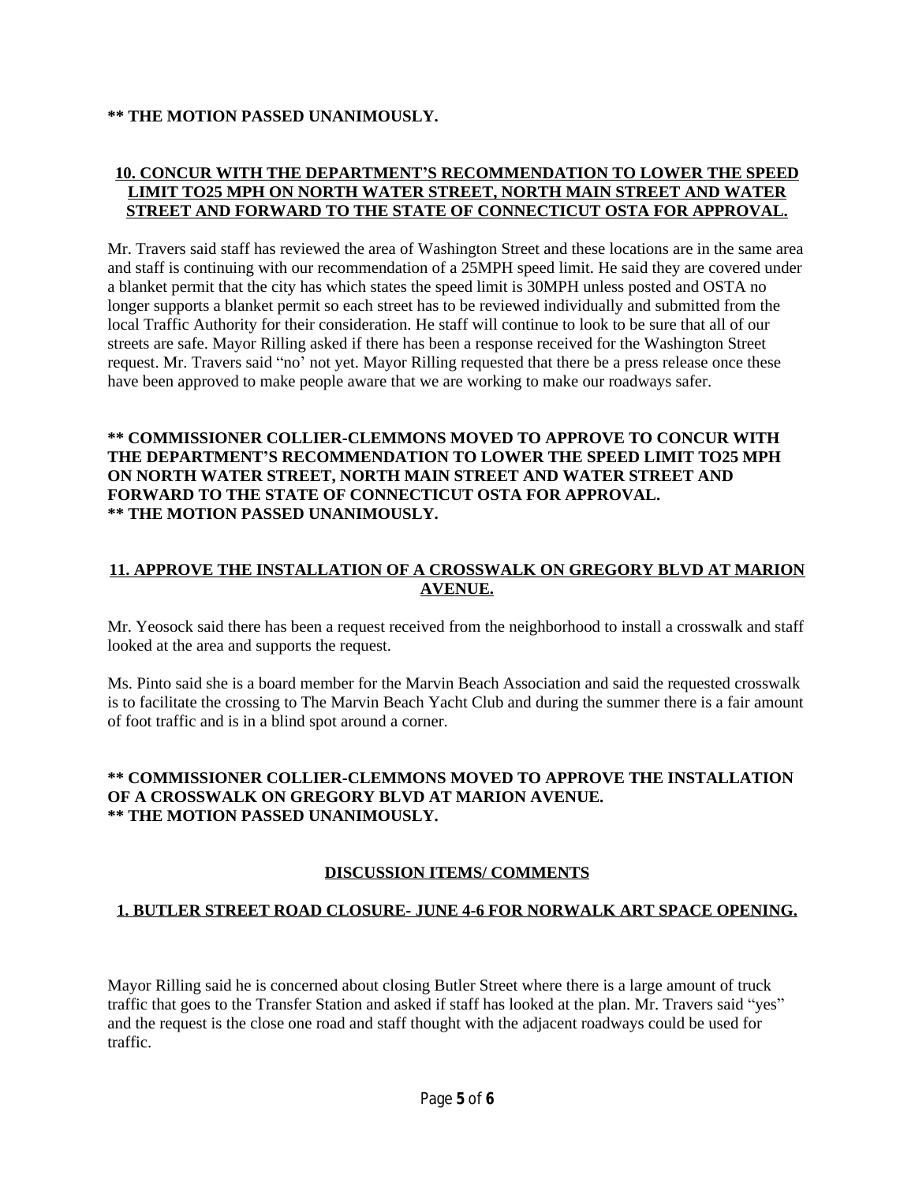**** THE MOTION PASSED UNANIMOUSLY.**

**10. CONCUR WITH THE DEPARTMENT'S RECOMMENDATION TO LOWER THE SPEED LIMIT TO25 MPH ON NORTH WATER STREET, NORTH MAIN STREET AND WATER STREET AND FORWARD TO THE STATE OF CONNECTICUT OSTA FOR APPROVAL.**

Mr. Travers said staff has reviewed the area of Washington Street and these locations are in the same area and staff is continuing with our recommendation of a 25MPH speed limit. He said they are covered under a blanket permit that the city has which states the speed limit is 30MPH unless posted and OSTA no longer supports a blanket permit so each street has to be reviewed individually and submitted from the local Traffic Authority for their consideration. He staff will continue to look to be sure that all of our streets are safe. Mayor Rilling asked if there has been a response received for the Washington Street request. Mr. Travers said "no' not yet. Mayor Rilling requested that there be a press release once these have been approved to make people aware that we are working to make our roadways safer.

**** COMMISSIONER COLLIER-CLEMMONS MOVED TO APPROVE TO CONCUR WITH THE DEPARTMENT'S RECOMMENDATION TO LOWER THE SPEED LIMIT TO25 MPH ON NORTH WATER STREET, NORTH MAIN STREET AND WATER STREET AND FORWARD TO THE STATE OF CONNECTICUT OSTA FOR APPROVAL.**
**** THE MOTION PASSED UNANIMOUSLY.**

**11. APPROVE THE INSTALLATION OF A CROSSWALK ON GREGORY BLVD AT MARION AVENUE.**

Mr. Yeosock said there has been a request received from the neighborhood to install a crosswalk and staff looked at the area and supports the request.

Ms. Pinto said she is a board member for the Marvin Beach Association and said the requested crosswalk is to facilitate the crossing to The Marvin Beach Yacht Club and during the summer there is a fair amount of foot traffic and is in a blind spot around a corner.

**** COMMISSIONER COLLIER-CLEMMONS MOVED TO APPROVE THE INSTALLATION OF A CROSSWALK ON GREGORY BLVD AT MARION AVENUE.**
**** THE MOTION PASSED UNANIMOUSLY.**

## DISCUSSION ITEMS/ COMMENTS

**1. BUTLER STREET ROAD CLOSURE- JUNE 4-6 FOR NORWALK ART SPACE OPENING.**

Mayor Rilling said he is concerned about closing Butler Street where there is a large amount of truck traffic that goes to the Transfer Station and asked if staff has looked at the plan. Mr. Travers said "yes" and the request is the close one road and staff thought with the adjacent roadways could be used for traffic.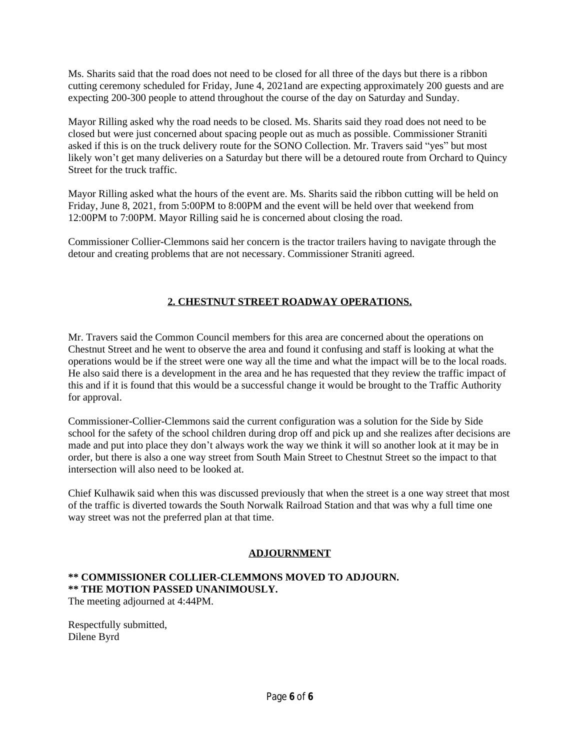Ms. Sharits said that the road does not need to be closed for all three of the days but there is a ribbon cutting ceremony scheduled for Friday, June 4, 2021and are expecting approximately 200 guests and are expecting 200-300 people to attend throughout the course of the day on Saturday and Sunday.

Mayor Rilling asked why the road needs to be closed. Ms. Sharits said they road does not need to be closed but were just concerned about spacing people out as much as possible. Commissioner Straniti asked if this is on the truck delivery route for the SONO Collection. Mr. Travers said "yes" but most likely won't get many deliveries on a Saturday but there will be a detoured route from Orchard to Quincy Street for the truck traffic.

Mayor Rilling asked what the hours of the event are. Ms. Sharits said the ribbon cutting will be held on Friday, June 8, 2021, from 5:00PM to 8:00PM and the event will be held over that weekend from 12:00PM to 7:00PM. Mayor Rilling said he is concerned about closing the road.

Commissioner Collier-Clemmons said her concern is the tractor trailers having to navigate through the detour and creating problems that are not necessary. Commissioner Straniti agreed.

## 2. CHESTNUT STREET ROADWAY OPERATIONS.

Mr. Travers said the Common Council members for this area are concerned about the operations on Chestnut Street and he went to observe the area and found it confusing and staff is looking at what the operations would be if the street were one way all the time and what the impact will be to the local roads. He also said there is a development in the area and he has requested that they review the traffic impact of this and if it is found that this would be a successful change it would be brought to the Traffic Authority for approval.

Commissioner-Collier-Clemmons said the current configuration was a solution for the Side by Side school for the safety of the school children during drop off and pick up and she realizes after decisions are made and put into place they don't always work the way we think it will so another look at it may be in order, but there is also a one way street from South Main Street to Chestnut Street so the impact to that intersection will also need to be looked at.

Chief Kulhawik said when this was discussed previously that when the street is a one way street that most of the traffic is diverted towards the South Norwalk Railroad Station and that was why a full time one way street was not the preferred plan at that time.

## ADJOURNMENT

**\*\* COMMISSIONER COLLIER-CLEMMONS MOVED TO ADJOURN.**
**\*\* THE MOTION PASSED UNANIMOUSLY.**
The meeting adjourned at 4:44PM.

Respectfully submitted,
Dilene Byrd